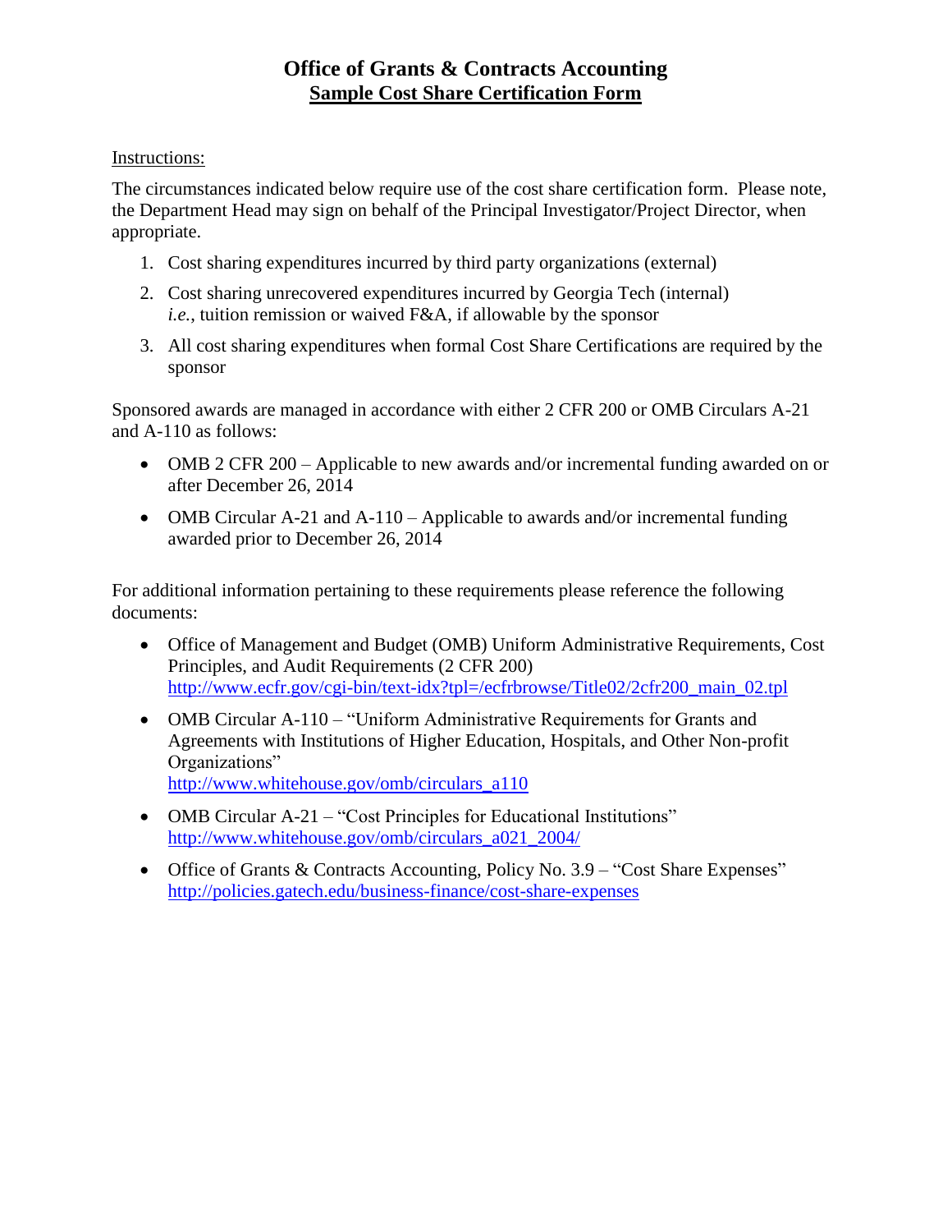# Office of Grants & Contracts Accounting

## Sample Cost Share Certification Form

Instructions:

The circumstances indicated below require use of the cost share certification form. Please note, the Department Head may sign on behalf of the Principal Investigator/Project Director, when appropriate.

1. Cost sharing expenditures incurred by third party organizations (external)
2. Cost sharing unrecovered expenditures incurred by Georgia Tech (internal) *i.e.*, tuition remission or waived F&A, if allowable by the sponsor
3. All cost sharing expenditures when formal Cost Share Certifications are required by the sponsor

Sponsored awards are managed in accordance with either 2 CFR 200 or OMB Circulars A-21 and A-110 as follows:

- OMB 2 CFR 200 – Applicable to new awards and/or incremental funding awarded on or after December 26, 2014
- OMB Circular A-21 and A-110 – Applicable to awards and/or incremental funding awarded prior to December 26, 2014

For additional information pertaining to these requirements please reference the following documents:

- Office of Management and Budget (OMB) Uniform Administrative Requirements, Cost Principles, and Audit Requirements (2 CFR 200) http://www.ecfr.gov/cgi-bin/text-idx?tpl=/ecfrbrowse/Title02/2cfr200_main_02.tpl
- OMB Circular A-110 – "Uniform Administrative Requirements for Grants and Agreements with Institutions of Higher Education, Hospitals, and Other Non-profit Organizations" http://www.whitehouse.gov/omb/circulars_a110
- OMB Circular A-21 – "Cost Principles for Educational Institutions" http://www.whitehouse.gov/omb/circulars_a021_2004/
- Office of Grants & Contracts Accounting, Policy No. 3.9 – "Cost Share Expenses" http://policies.gatech.edu/business-finance/cost-share-expenses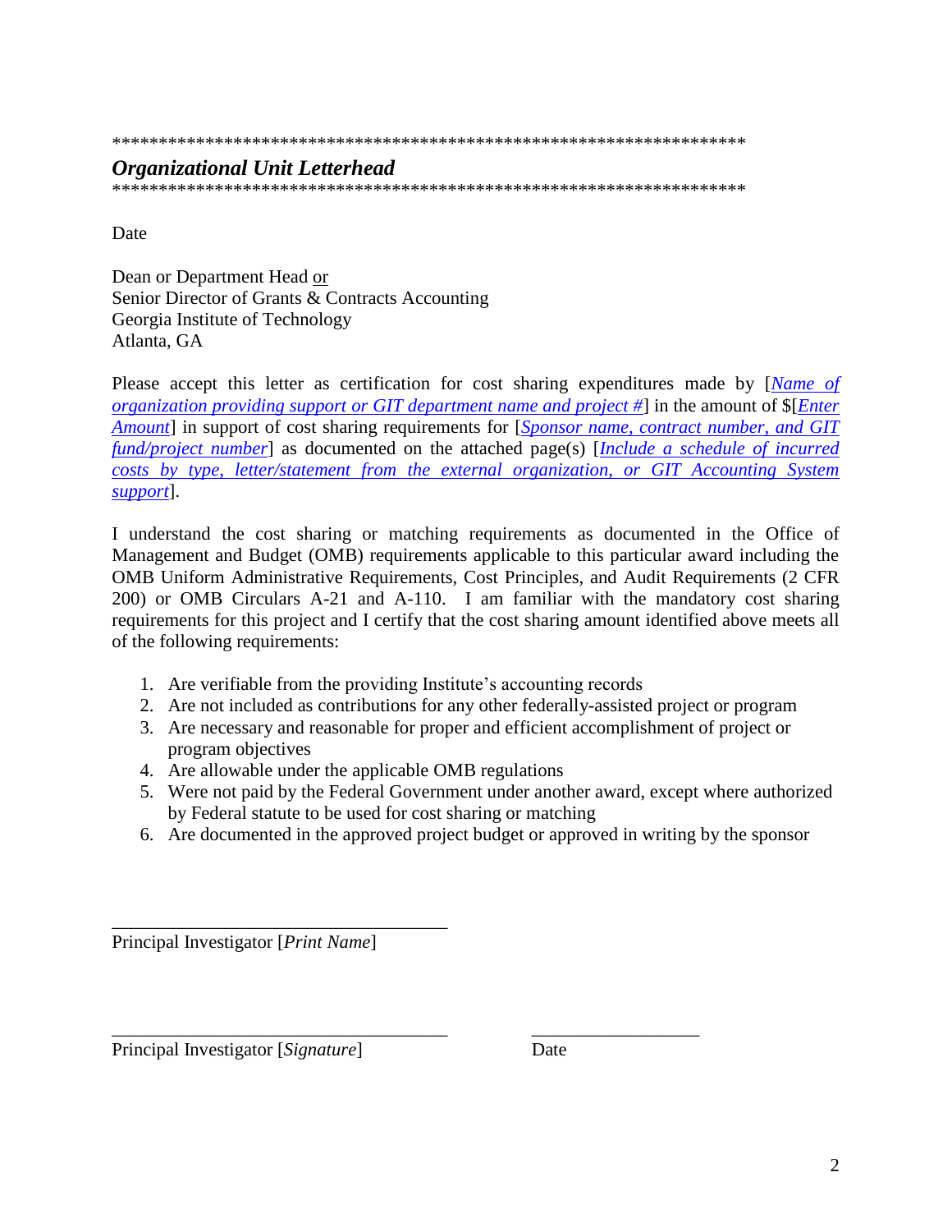**********************************************************************

***Organizational Unit Letterhead***

**********************************************************************

Date

Dean or Department Head <u>or</u>
Senior Director of Grants & Contracts Accounting
Georgia Institute of Technology
Atlanta, GA

Please accept this letter as certification for cost sharing expenditures made by [*<u>Name of organization providing support or GIT department name and project #</u>*] in the amount of $[*<u>Enter Amount</u>*] in support of cost sharing requirements for [*<u>Sponsor name, contract number, and GIT fund/project number</u>*] as documented on the attached page(s) [*<u>Include a schedule of incurred costs by type, letter/statement from the external organization, or GIT Accounting System support</u>*].

I understand the cost sharing or matching requirements as documented in the Office of Management and Budget (OMB) requirements applicable to this particular award including the OMB Uniform Administrative Requirements, Cost Principles, and Audit Requirements (2 CFR 200) or OMB Circulars A-21 and A-110. I am familiar with the mandatory cost sharing requirements for this project and I certify that the cost sharing amount identified above meets all of the following requirements:

1. Are verifiable from the providing Institute's accounting records
2. Are not included as contributions for any other federally-assisted project or program
3. Are necessary and reasonable for proper and efficient accomplishment of project or program objectives
4. Are allowable under the applicable OMB regulations
5. Were not paid by the Federal Government under another award, except where authorized by Federal statute to be used for cost sharing or matching
6. Are documented in the approved project budget or approved in writing by the sponsor

____________________________________
Principal Investigator [*Print Name*]

____________________________________ __________________
Principal Investigator [*Signature*] Date